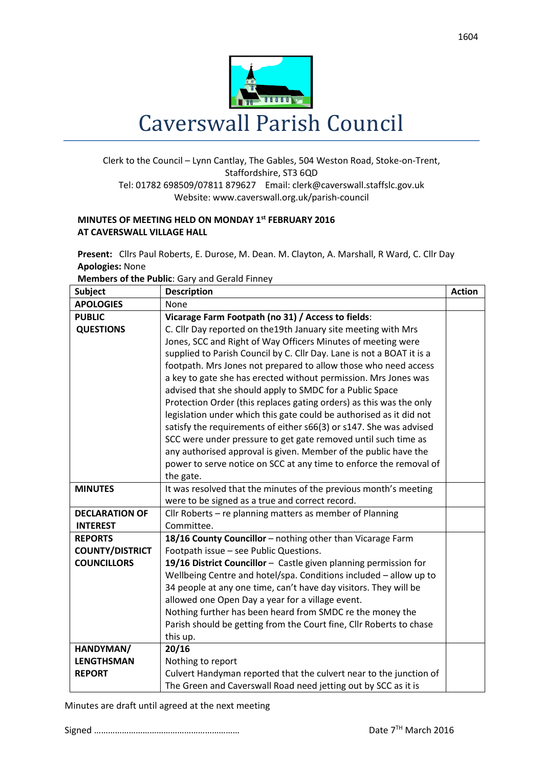# Caverswall Parish Council

Clerk to the Council – Lynn Cantlay, The Gables, 504 Weston Road, Stoke-on-Trent, Staffordshire, ST3 6QD
Tel: 01782 698509/07811 879627 Email: clerk@caverswall.staffslc.gov.uk
Website: www.caverswall.org.uk/parish-council

**MINUTES OF MEETING HELD ON MONDAY 1st FEBRUARY 2016**
**AT CAVERSWALL VILLAGE HALL**

**Present:** Cllrs Paul Roberts, E. Durose, M. Dean. M. Clayton, A. Marshall, R Ward, C. Cllr Day
**Apologies:** None
**Members of the Public**: Gary and Gerald Finney

| Subject | Description | Action |
|---|---|---|
| **APOLOGIES** | None | |
| **PUBLIC QUESTIONS** | **Vicarage Farm Footpath (no 31) / Access to fields**: C. Cllr Day reported on the19th January site meeting with Mrs Jones, SCC and Right of Way Officers Minutes of meeting were supplied to Parish Council by C. Cllr Day. Lane is not a BOAT it is a footpath. Mrs Jones not prepared to allow those who need access a key to gate she has erected without permission. Mrs Jones was advised that she should apply to SMDC for a Public Space Protection Order (this replaces gating orders) as this was the only legislation under which this gate could be authorised as it did not satisfy the requirements of either s66(3) or s147. She was advised SCC were under pressure to get gate removed until such time as any authorised approval is given. Member of the public have the power to serve notice on SCC at any time to enforce the removal of the gate. | |
| **MINUTES** | It was resolved that the minutes of the previous month's meeting were to be signed as a true and correct record. | |
| **DECLARATION OF INTEREST** | Cllr Roberts – re planning matters as member of Planning Committee. | |
| **REPORTS COUNTY/DISTRICT COUNCILLORS** | **18/16 County Councillor** – nothing other than Vicarage Farm Footpath issue – see Public Questions.<br>**19/16 District Councillor** – Castle given planning permission for Wellbeing Centre and hotel/spa. Conditions included – allow up to 34 people at any one time, can't have day visitors. They will be allowed one Open Day a year for a village event.<br>Nothing further has been heard from SMDC re the money the Parish should be getting from the Court fine, Cllr Roberts to chase this up. | |
| **HANDYMAN/ LENGTHSMAN REPORT** | **20/16**<br>Nothing to report<br>Culvert Handyman reported that the culvert near to the junction of The Green and Caverswall Road need jetting out by SCC as it is | |

Minutes are draft until agreed at the next meeting

Signed ……………………………………………………… Date 7TH March 2016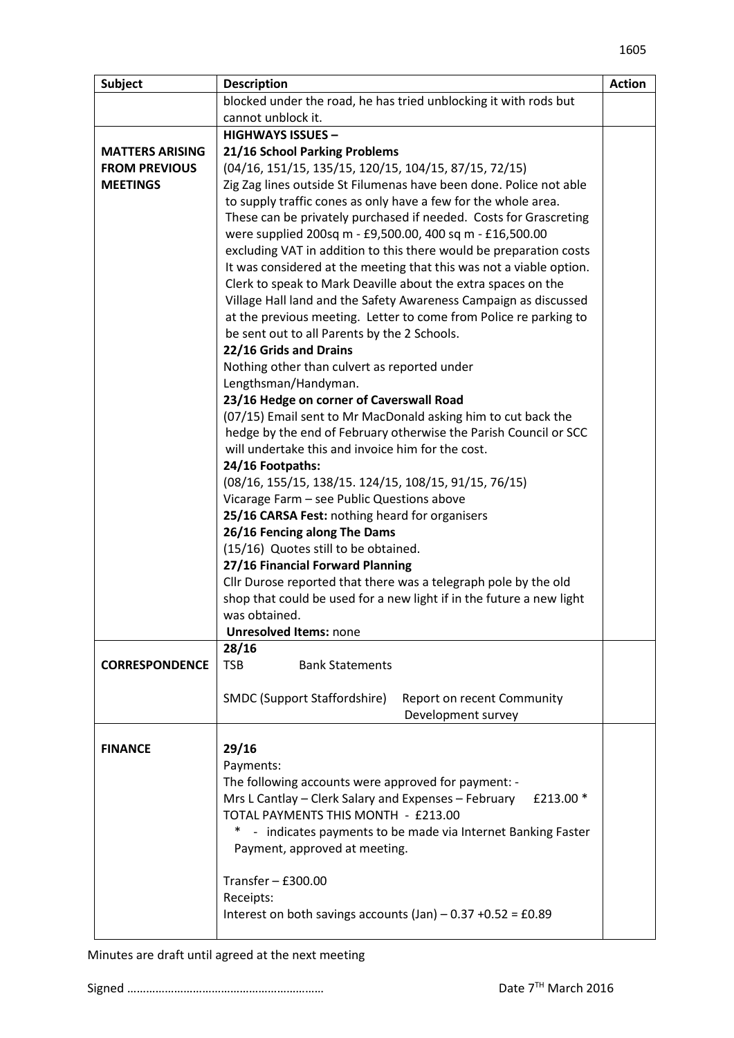| Subject | Description | Action |
|---|---|---|
| | blocked under the road, he has tried unblocking it with rods but cannot unblock it. | |
| **MATTERS ARISING FROM PREVIOUS MEETINGS** | **HIGHWAYS ISSUES –**<br>**21/16 School Parking Problems**<br>(04/16, 151/15, 135/15, 120/15, 104/15, 87/15, 72/15)<br>Zig Zag lines outside St Filumenas have been done. Police not able to supply traffic cones as only have a few for the whole area. These can be privately purchased if needed. Costs for Grascreting were supplied 200sq m - £9,500.00, 400 sq m - £16,500.00 excluding VAT in addition to this there would be preparation costs It was considered at the meeting that this was not a viable option. Clerk to speak to Mark Deaville about the extra spaces on the Village Hall land and the Safety Awareness Campaign as discussed at the previous meeting. Letter to come from Police re parking to be sent out to all Parents by the 2 Schools.<br>**22/16 Grids and Drains**<br>Nothing other than culvert as reported under Lengthsman/Handyman.<br>**23/16 Hedge on corner of Caverswall Road**<br>(07/15) Email sent to Mr MacDonald asking him to cut back the hedge by the end of February otherwise the Parish Council or SCC will undertake this and invoice him for the cost.<br>**24/16 Footpaths:**<br>(08/16, 155/15, 138/15. 124/15, 108/15, 91/15, 76/15)<br>Vicarage Farm – see Public Questions above<br>**25/16 CARSA Fest:** nothing heard for organisers<br>**26/16 Fencing along The Dams**<br>(15/16) Quotes still to be obtained.<br>**27/16 Financial Forward Planning**<br>Cllr Durose reported that there was a telegraph pole by the old shop that could be used for a new light if in the future a new light was obtained.<br>**Unresolved Items:** none | |
| **CORRESPONDENCE** | **28/16**<br>TSB Bank Statements<br><br>SMDC (Support Staffordshire) Report on recent Community Development survey | |
| **FINANCE** | **29/16**<br>Payments:<br>The following accounts were approved for payment: -<br>Mrs L Cantlay – Clerk Salary and Expenses – February £213.00 *<br>TOTAL PAYMENTS THIS MONTH - £213.00<br>* - indicates payments to be made via Internet Banking Faster Payment, approved at meeting.<br><br>Transfer – £300.00<br>Receipts:<br>Interest on both savings accounts (Jan) – 0.37 +0.52 = £0.89 | |

Minutes are draft until agreed at the next meeting

Signed …………………………………………………… Date 7[TH] March 2016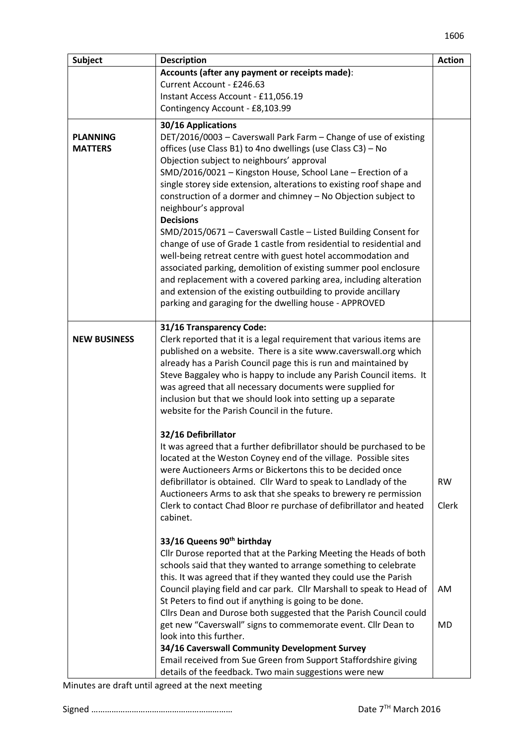| Subject | Description | Action |
| --- | --- | --- |
| | **Accounts (after any payment or receipts made)**:<br>Current Account - £246.63<br>Instant Access Account - £11,056.19<br>Contingency Account - £8,103.99 | |
| **PLANNING MATTERS** | **30/16 Applications**<br>DET/2016/0003 – Caverswall Park Farm – Change of use of existing offices (use Class B1) to 4no dwellings (use Class C3) – No Objection subject to neighbours' approval<br>SMD/2016/0021 – Kingston House, School Lane – Erection of a single storey side extension, alterations to existing roof shape and construction of a dormer and chimney – No Objection subject to neighbour's approval<br>**Decisions**<br>SMD/2015/0671 – Caverswall Castle – Listed Building Consent for change of use of Grade 1 castle from residential to residential and well-being retreat centre with guest hotel accommodation and associated parking, demolition of existing summer pool enclosure and replacement with a covered parking area, including alteration and extension of the existing outbuilding to provide ancillary parking and garaging for the dwelling house - APPROVED | |
| **NEW BUSINESS** | **31/16 Transparency Code:**<br>Clerk reported that it is a legal requirement that various items are published on a website. There is a site www.caverswall.org which already has a Parish Council page this is run and maintained by Steve Baggaley who is happy to include any Parish Council items. It was agreed that all necessary documents were supplied for inclusion but that we should look into setting up a separate website for the Parish Council in the future.<br><br>**32/16 Defibrillator**<br>It was agreed that a further defibrillator should be purchased to be located at the Weston Coyney end of the village. Possible sites were Auctioneers Arms or Bickertons this to be decided once defibrillator is obtained. Cllr Ward to speak to Landlady of the Auctioneers Arms to ask that she speaks to brewery re permission<br>Clerk to contact Chad Bloor re purchase of defibrillator and heated cabinet.<br><br>**33/16 Queens 90th birthday**<br>Cllr Durose reported that at the Parking Meeting the Heads of both schools said that they wanted to arrange something to celebrate this. It was agreed that if they wanted they could use the Parish Council playing field and car park. Cllr Marshall to speak to Head of St Peters to find out if anything is going to be done.<br>Cllrs Dean and Durose both suggested that the Parish Council could get new "Caverswall" signs to commemorate event. Cllr Dean to look into this further.<br>**34/16 Caverswall Community Development Survey**<br>Email received from Sue Green from Support Staffordshire giving details of the feedback. Two main suggestions were new | <br><br><br><br><br><br><br><br><br><br><br><br>RW<br><br>Clerk<br><br><br><br><br><br>AM<br><br><br>MD |

Minutes are draft until agreed at the next meeting

Signed ……………………………………………………  Date 7TH March 2016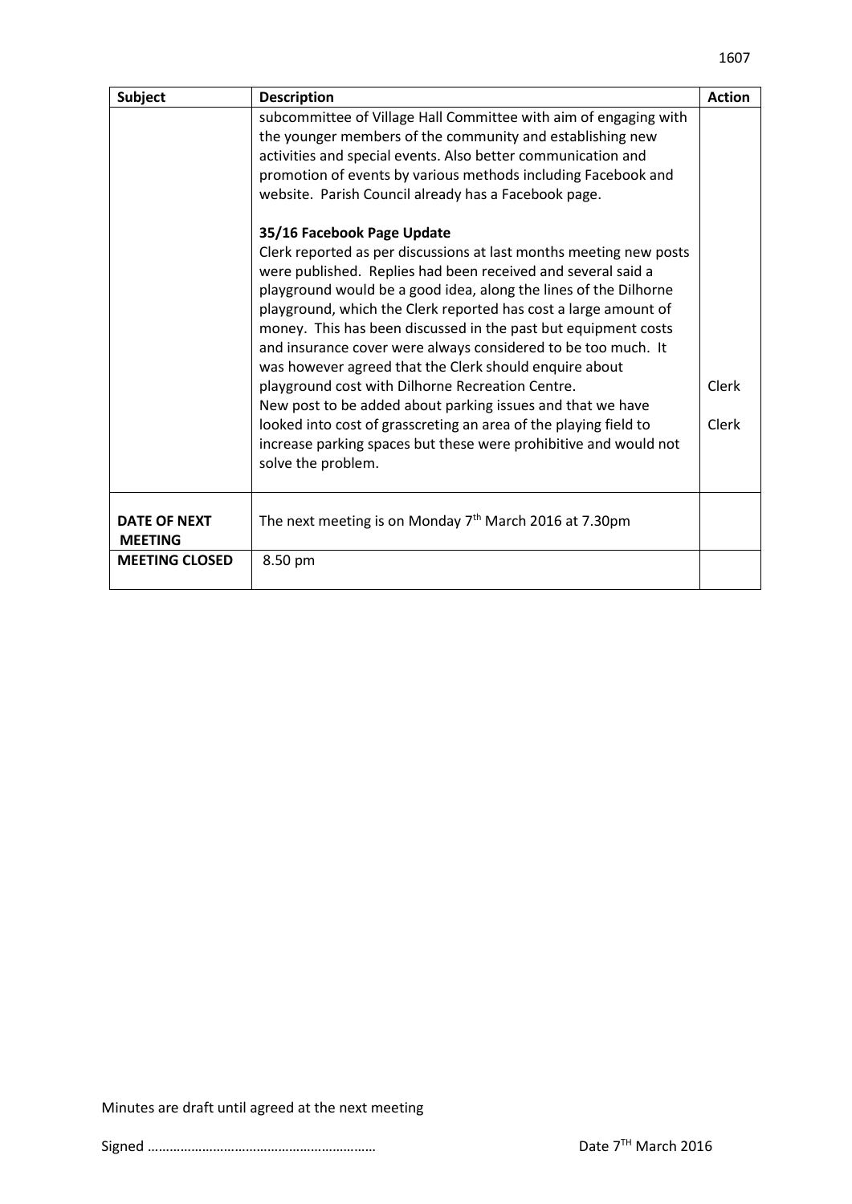| Subject | Description | Action |
|---|---|---|
| | subcommittee of Village Hall Committee with aim of engaging with the younger members of the community and establishing new activities and special events. Also better communication and promotion of events by various methods including Facebook and website. Parish Council already has a Facebook page.<br><br>**35/16 Facebook Page Update**<br>Clerk reported as per discussions at last months meeting new posts were published. Replies had been received and several said a playground would be a good idea, along the lines of the Dilhorne playground, which the Clerk reported has cost a large amount of money. This has been discussed in the past but equipment costs and insurance cover were always considered to be too much. It was however agreed that the Clerk should enquire about playground cost with Dilhorne Recreation Centre.<br>New post to be added about parking issues and that we have looked into cost of grasscreting an area of the playing field to increase parking spaces but these were prohibitive and would not solve the problem. | Clerk<br><br>Clerk |
| **DATE OF NEXT MEETING** | The next meeting is on Monday 7th March 2016 at 7.30pm | |
| **MEETING CLOSED** | 8.50 pm | |

Minutes are draft until agreed at the next meeting

Signed ……………………………………………………… Date 7TH March 2016